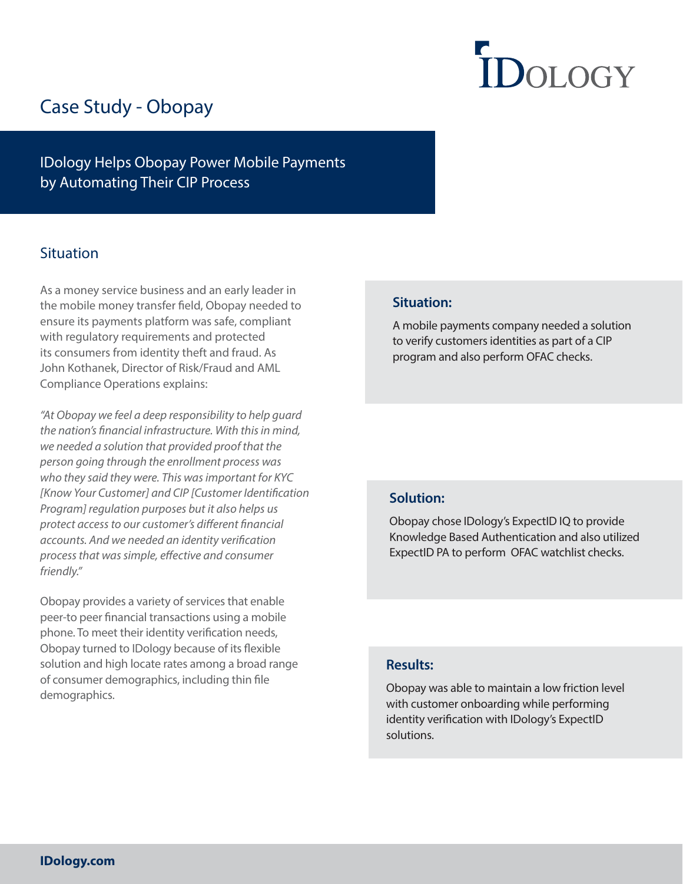# Case Study - Obopay

## IDology Helps Obopay Power Mobile Payments by Automating Their CIP Process

### Situation

As a money service business and an early leader in the mobile money transfer field, Obopay needed to ensure its payments platform was safe, compliant with regulatory requirements and protected its consumers from identity theft and fraud. As John Kothanek, Director of Risk/Fraud and AML Compliance Operations explains:

*"At Obopay we feel a deep responsibility to help guard the nation's financial infrastructure. With this in mind, we needed a solution that provided proof that the person going through the enrollment process was who they said they were. This was important for KYC [Know Your Customer] and CIP [Customer Identification Program] regulation purposes but it also helps us protect access to our customer's different financial accounts. And we needed an identity verification process that was simple, effective and consumer friendly."*

Obopay provides a variety of services that enable peer-to peer financial transactions using a mobile phone. To meet their identity verification needs, Obopay turned to IDology because of its flexible solution and high locate rates among a broad range of consumer demographics, including thin file demographics.

**Situation:**

A mobile payments company needed a solution to verify customers identities as part of a CIP program and also perform OFAC checks.

**Solution:**

Obopay chose IDology's ExpectID IQ to provide Knowledge Based Authentication and also utilized ExpectID PA to perform OFAC watchlist checks.

**Results:**

Obopay was able to maintain a low friction level with customer onboarding while performing identity verification with IDology's ExpectID solutions.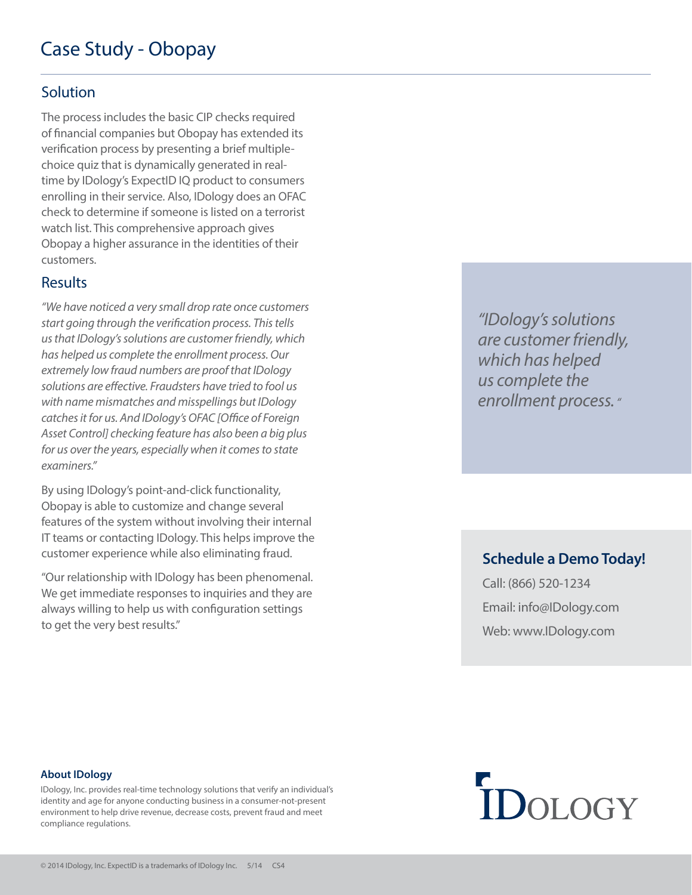# Case Study - Obopay

## Solution

The process includes the basic CIP checks required of financial companies but Obopay has extended its verification process by presenting a brief multiple-choice quiz that is dynamically generated in real-time by IDology's ExpectID IQ product to consumers enrolling in their service. Also, IDology does an OFAC check to determine if someone is listed on a terrorist watch list. This comprehensive approach gives Obopay a higher assurance in the identities of their customers.

## Results

*"We have noticed a very small drop rate once customers start going through the verification process. This tells us that IDology's solutions are customer friendly, which has helped us complete the enrollment process. Our extremely low fraud numbers are proof that IDology solutions are effective. Fraudsters have tried to fool us with name mismatches and misspellings but IDology catches it for us. And IDology's OFAC [Office of Foreign Asset Control] checking feature has also been a big plus for us over the years, especially when it comes to state examiners."*

By using IDology's point-and-click functionality, Obopay is able to customize and change several features of the system without involving their internal IT teams or contacting IDology. This helps improve the customer experience while also eliminating fraud.

"Our relationship with IDology has been phenomenal. We get immediate responses to inquiries and they are always willing to help us with configuration settings to get the very best results."

*"IDology's solutions are customer friendly, which has helped us complete the enrollment process."*

### Schedule a Demo Today!

Call: (866) 520-1234

Email: info@IDology.com

Web: www.IDology.com

**About IDology**

IDology, Inc. provides real-time technology solutions that verify an individual's identity and age for anyone conducting business in a consumer-not-present environment to help drive revenue, decrease costs, prevent fraud and meet compliance regulations.

IDOLOGY

© 2014 IDology, Inc. ExpectID is a trademarks of IDology Inc. 5/14 CS4